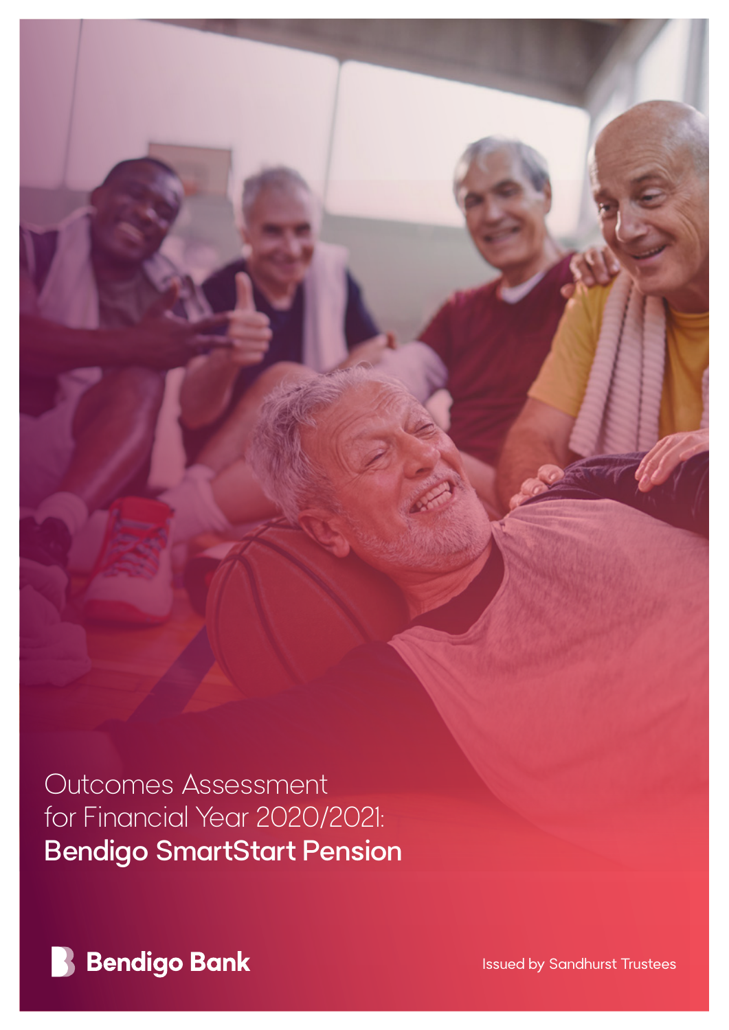# Outcomes Assessment for Financial Year 2020/2021: **Bendigo SmartStart Pension**

Bendigo Bank

Issued by Sandhurst Trustees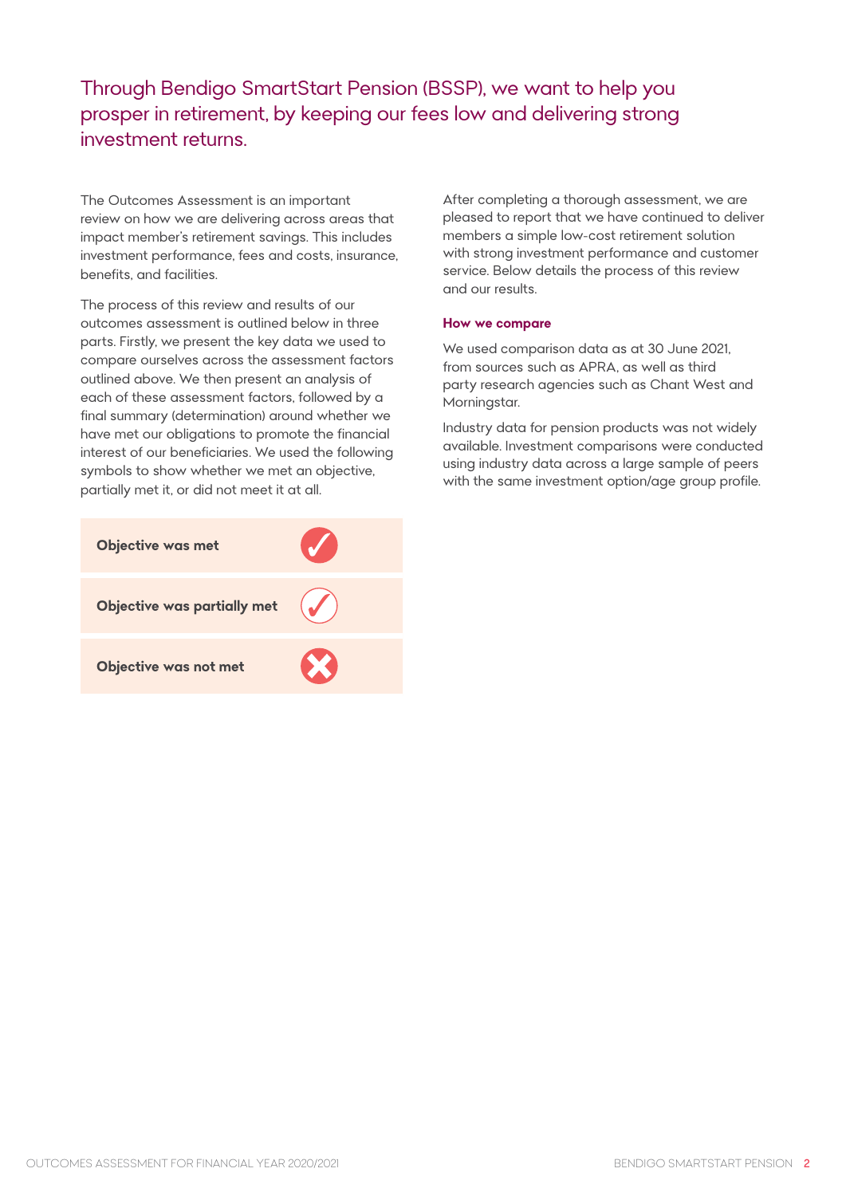## Through Bendigo SmartStart Pension (BSSP), we want to help you prosper in retirement, by keeping our fees low and delivering strong investment returns.

The Outcomes Assessment is an important review on how we are delivering across areas that impact member's retirement savings. This includes investment performance, fees and costs, insurance, benefits, and facilities.

The process of this review and results of our outcomes assessment is outlined below in three parts. Firstly, we present the key data we used to compare ourselves across the assessment factors outlined above. We then present an analysis of each of these assessment factors, followed by a final summary (determination) around whether we have met our obligations to promote the financial interest of our beneficiaries. We used the following symbols to show whether we met an objective, partially met it, or did not meet it at all.

| | |
|---|---|
| **Objective was met** | ✓ (filled) |
| **Objective was partially met** | ✓ (outline) |
| **Objective was not met** | ✗ |

After completing a thorough assessment, we are pleased to report that we have continued to deliver members a simple low-cost retirement solution with strong investment performance and customer service. Below details the process of this review and our results.

### How we compare

We used comparison data as at 30 June 2021, from sources such as APRA, as well as third party research agencies such as Chant West and Morningstar.

Industry data for pension products was not widely available. Investment comparisons were conducted using industry data across a large sample of peers with the same investment option/age group profile.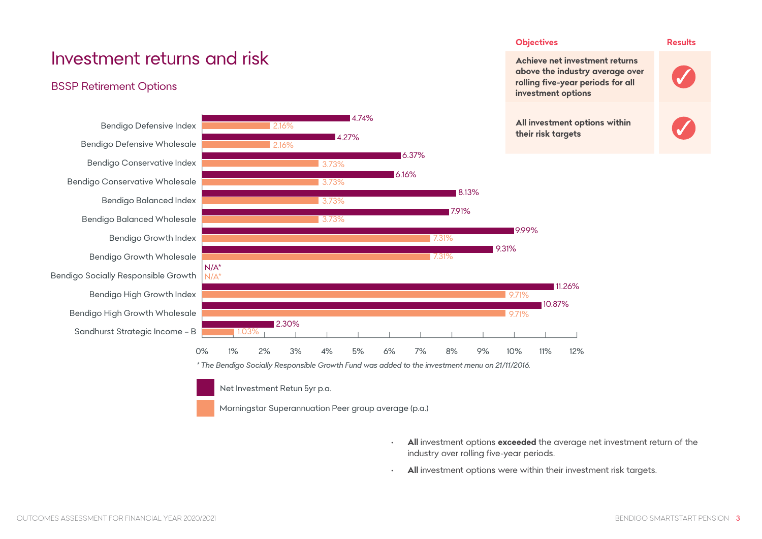# Investment returns and risk

## BSSP Retirement Options

| Objectives | Results |
| --- | --- |
| **Achieve net investment returns above the industry average over rolling five-year periods for all investment options** | ✓ |
| **All investment options within their risk targets** | ✓ |

| Investment option | Net Investment Retun 5yr p.a. | Morningstar Superannuation Peer group average (p.a.) |
| --- | --- | --- |
| Bendigo Defensive Index | 4.74% | 2.16% |
| Bendigo Defensive Wholesale | 4.27% | 2.16% |
| Bendigo Conservative Index | 6.37% | 3.73% |
| Bendigo Conservative Wholesale | 6.16% | 3.73% |
| Bendigo Balanced Index | 8.13% | 3.73% |
| Bendigo Balanced Wholesale | 7.91% | 3.73% |
| Bendigo Growth Index | 9.99% | 7.31% |
| Bendigo Growth Wholesale | 9.31% | 7.31% |
| Bendigo Socially Responsible Growth | N/A* | N/A* |
| Bendigo High Growth Index | 11.26% | 9.71% |
| Bendigo High Growth Wholesale | 10.87% | 9.71% |
| Sandhurst Strategic Income – B | 2.30% | 1.03% |

*\* The Bendigo Socially Responsible Growth Fund was added to the investment menu on 21/11/2016.*

- **All** investment options **exceeded** the average net investment return of the industry over rolling five-year periods.
- **All** investment options were within their investment risk targets.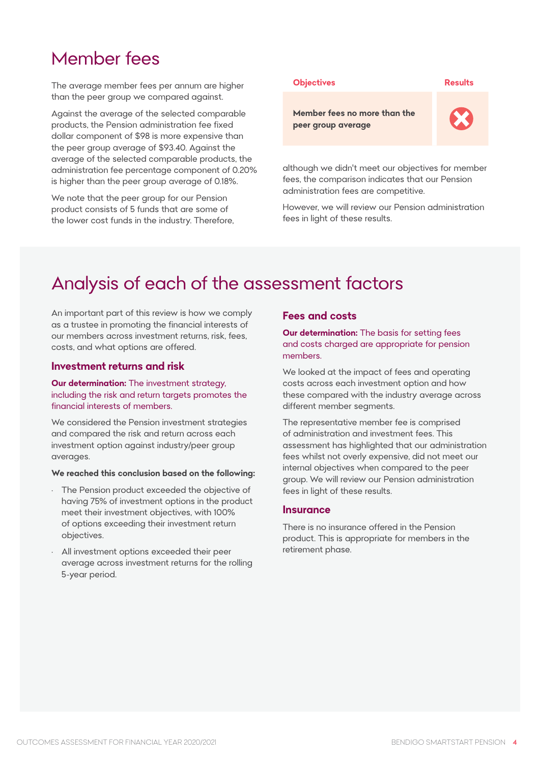# Member fees

The average member fees per annum are higher than the peer group we compared against.

Against the average of the selected comparable products, the Pension administration fee fixed dollar component of $98 is more expensive than the peer group average of $93.40. Against the average of the selected comparable products, the administration fee percentage component of 0.20% is higher than the peer group average of 0.18%.

We note that the peer group for our Pension product consists of 5 funds that are some of the lower cost funds in the industry. Therefore, although we didn't meet our objectives for member fees, the comparison indicates that our Pension administration fees are competitive.

However, we will review our Pension administration fees in light of these results.

| Objectives | Results |
| --- | --- |
| **Member fees no more than the peer group average** | ✗ |

# Analysis of each of the assessment factors

An important part of this review is how we comply as a trustee in promoting the financial interests of our members across investment returns, risk, fees, costs, and what options are offered.

## Investment returns and risk

**Our determination:** The investment strategy, including the risk and return targets promotes the financial interests of members.

We considered the Pension investment strategies and compared the risk and return across each investment option against industry/peer group averages.

**We reached this conclusion based on the following:**

- The Pension product exceeded the objective of having 75% of investment options in the product meet their investment objectives, with 100% of options exceeding their investment return objectives.
- All investment options exceeded their peer average across investment returns for the rolling 5-year period.

## Fees and costs

**Our determination:** The basis for setting fees and costs charged are appropriate for pension members.

We looked at the impact of fees and operating costs across each investment option and how these compared with the industry average across different member segments.

The representative member fee is comprised of administration and investment fees. This assessment has highlighted that our administration fees whilst not overly expensive, did not meet our internal objectives when compared to the peer group. We will review our Pension administration fees in light of these results.

## Insurance

There is no insurance offered in the Pension product. This is appropriate for members in the retirement phase.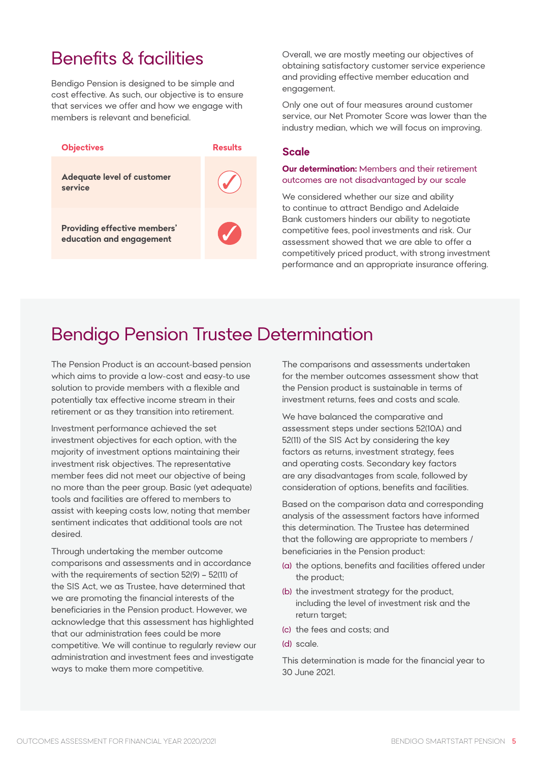## Benefits & facilities

Bendigo Pension is designed to be simple and cost effective. As such, our objective is to ensure that services we offer and how we engage with members is relevant and beneficial.

| Objectives | Results |
| --- | --- |
| **Adequate level of customer service** | ✓ |
| **Providing effective members' education and engagement** | ✓ |

Overall, we are mostly meeting our objectives of obtaining satisfactory customer service experience and providing effective member education and engagement.

Only one out of four measures around customer service, our Net Promoter Score was lower than the industry median, which we will focus on improving.

### Scale

**Our determination:** Members and their retirement outcomes are not disadvantaged by our scale

We considered whether our size and ability to continue to attract Bendigo and Adelaide Bank customers hinders our ability to negotiate competitive fees, pool investments and risk. Our assessment showed that we are able to offer a competitively priced product, with strong investment performance and an appropriate insurance offering.

## Bendigo Pension Trustee Determination

The Pension Product is an account-based pension which aims to provide a low-cost and easy-to use solution to provide members with a flexible and potentially tax effective income stream in their retirement or as they transition into retirement.

Investment performance achieved the set investment objectives for each option, with the majority of investment options maintaining their investment risk objectives. The representative member fees did not meet our objective of being no more than the peer group. Basic (yet adequate) tools and facilities are offered to members to assist with keeping costs low, noting that member sentiment indicates that additional tools are not desired.

Through undertaking the member outcome comparisons and assessments and in accordance with the requirements of section 52(9) – 52(11) of the SIS Act, we as Trustee, have determined that we are promoting the financial interests of the beneficiaries in the Pension product. However, we acknowledge that this assessment has highlighted that our administration fees could be more competitive. We will continue to regularly review our administration and investment fees and investigate ways to make them more competitive.

The comparisons and assessments undertaken for the member outcomes assessment show that the Pension product is sustainable in terms of investment returns, fees and costs and scale.

We have balanced the comparative and assessment steps under sections 52(10A) and 52(11) of the SIS Act by considering the key factors as returns, investment strategy, fees and operating costs. Secondary key factors are any disadvantages from scale, followed by consideration of options, benefits and facilities.

Based on the comparison data and corresponding analysis of the assessment factors have informed this determination. The Trustee has determined that the following are appropriate to members / beneficiaries in the Pension product:

(a) the options, benefits and facilities offered under the product;

(b) the investment strategy for the product, including the level of investment risk and the return target;

(c) the fees and costs; and

(d) scale.

This determination is made for the financial year to 30 June 2021.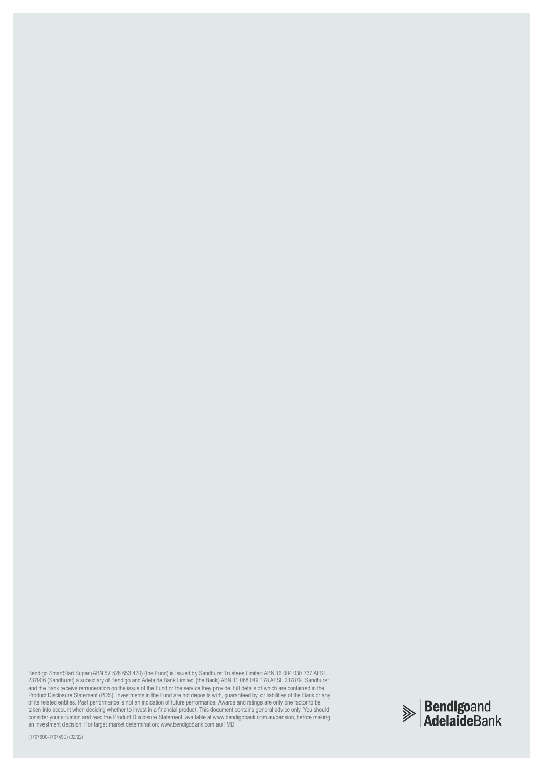Bendigo SmartStart Super (ABN 57 526 653 420) (the Fund) is issued by Sandhurst Trustees Limited ABN 16 004 030 737 AFSL 237906 (Sandhurst) a subsidiary of Bendigo and Adelaide Bank Limited (the Bank) ABN 11 068 049 178 AFSL 237879. Sandhurst and the Bank receive remuneration on the issue of the Fund or the service they provide, full details of which are contained in the Product Disclosure Statement (PDS). Investments in the Fund are not deposits with, guaranteed by, or liabilities of the Bank or any of its related entities. Past performance is not an indication of future performance. Awards and ratings are only one factor to be taken into account when deciding whether to invest in a financial product. This document contains general advice only. You should consider your situation and read the Product Disclosure Statement, available at www.bendigobank.com.au/pension, before making an investment decision. For target market determination: www.bendigobank.com.au/TMD

**Bendigo**and **Adelaide**Bank

(1707600-1707490) (02/22)